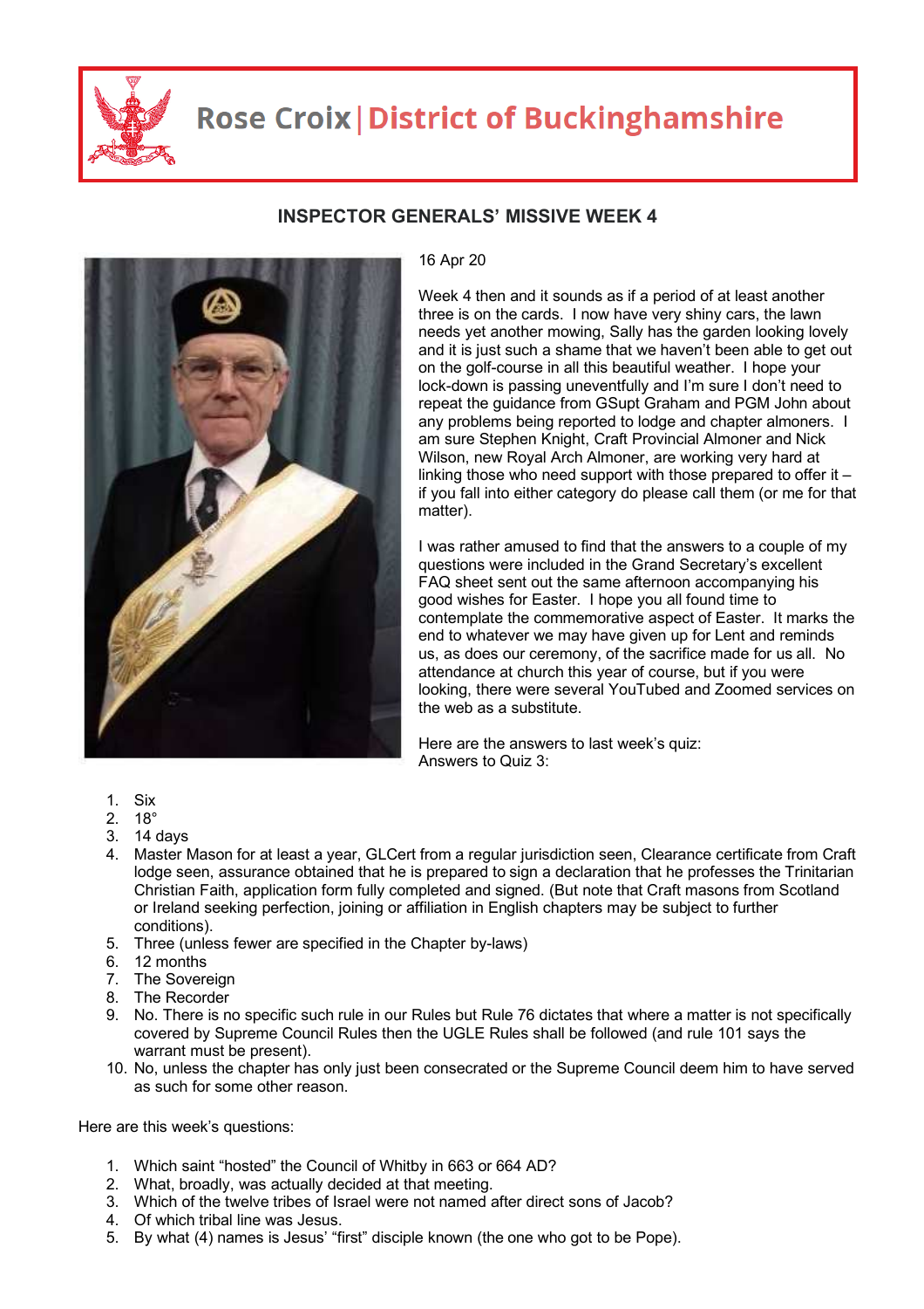# Rose Croix | District of Buckinghamshire

## INSPECTOR GENERALS' MISSIVE WEEK 4

16 Apr 20

Week 4 then and it sounds as if a period of at least another three is on the cards. I now have very shiny cars, the lawn needs yet another mowing, Sally has the garden looking lovely and it is just such a shame that we haven't been able to get out on the golf-course in all this beautiful weather. I hope your lock-down is passing uneventfully and I'm sure I don't need to repeat the guidance from GSupt Graham and PGM John about any problems being reported to lodge and chapter almoners. I am sure Stephen Knight, Craft Provincial Almoner and Nick Wilson, new Royal Arch Almoner, are working very hard at linking those who need support with those prepared to offer it – if you fall into either category do please call them (or me for that matter).

I was rather amused to find that the answers to a couple of my questions were included in the Grand Secretary's excellent FAQ sheet sent out the same afternoon accompanying his good wishes for Easter. I hope you all found time to contemplate the commemorative aspect of Easter. It marks the end to whatever we may have given up for Lent and reminds us, as does our ceremony, of the sacrifice made for us all. No attendance at church this year of course, but if you were looking, there were several YouTubed and Zoomed services on the web as a substitute.

Here are the answers to last week's quiz:
Answers to Quiz 3:

1. Six
2. 18°
3. 14 days
4. Master Mason for at least a year, GLCert from a regular jurisdiction seen, Clearance certificate from Craft lodge seen, assurance obtained that he is prepared to sign a declaration that he professes the Trinitarian Christian Faith, application form fully completed and signed. (But note that Craft masons from Scotland or Ireland seeking perfection, joining or affiliation in English chapters may be subject to further conditions).
5. Three (unless fewer are specified in the Chapter by-laws)
6. 12 months
7. The Sovereign
8. The Recorder
9. No. There is no specific such rule in our Rules but Rule 76 dictates that where a matter is not specifically covered by Supreme Council Rules then the UGLE Rules shall be followed (and rule 101 says the warrant must be present).
10. No, unless the chapter has only just been consecrated or the Supreme Council deem him to have served as such for some other reason.

Here are this week's questions:

1. Which saint "hosted" the Council of Whitby in 663 or 664 AD?
2. What, broadly, was actually decided at that meeting.
3. Which of the twelve tribes of Israel were not named after direct sons of Jacob?
4. Of which tribal line was Jesus.
5. By what (4) names is Jesus' "first" disciple known (the one who got to be Pope).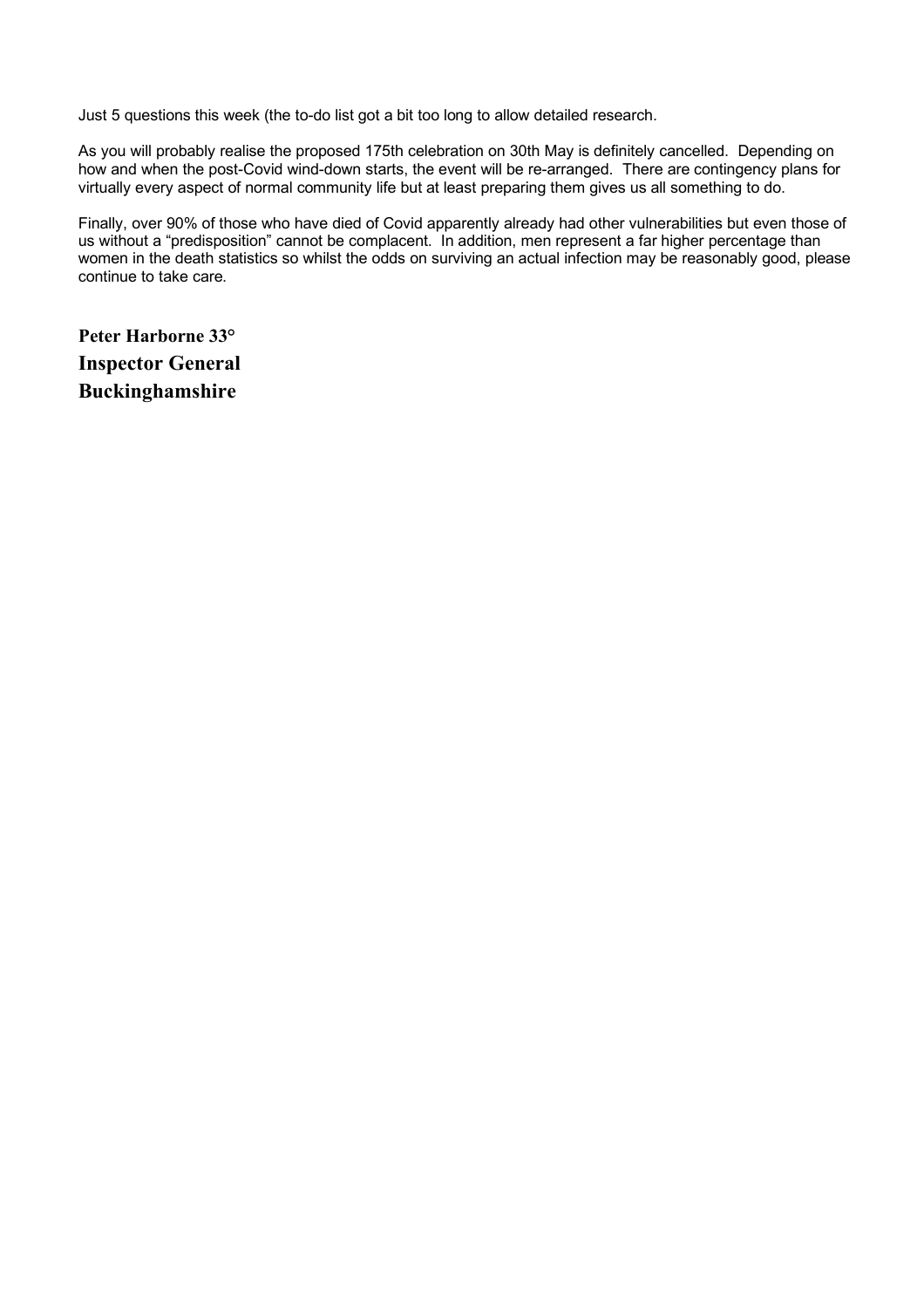Just 5 questions this week (the to-do list got a bit too long to allow detailed research.

As you will probably realise the proposed 175th celebration on 30th May is definitely cancelled. Depending on how and when the post-Covid wind-down starts, the event will be re-arranged. There are contingency plans for virtually every aspect of normal community life but at least preparing them gives us all something to do.

Finally, over 90% of those who have died of Covid apparently already had other vulnerabilities but even those of us without a "predisposition" cannot be complacent. In addition, men represent a far higher percentage than women in the death statistics so whilst the odds on surviving an actual infection may be reasonably good, please continue to take care.

**Peter Harborne 33°**
**Inspector General**
**Buckinghamshire**